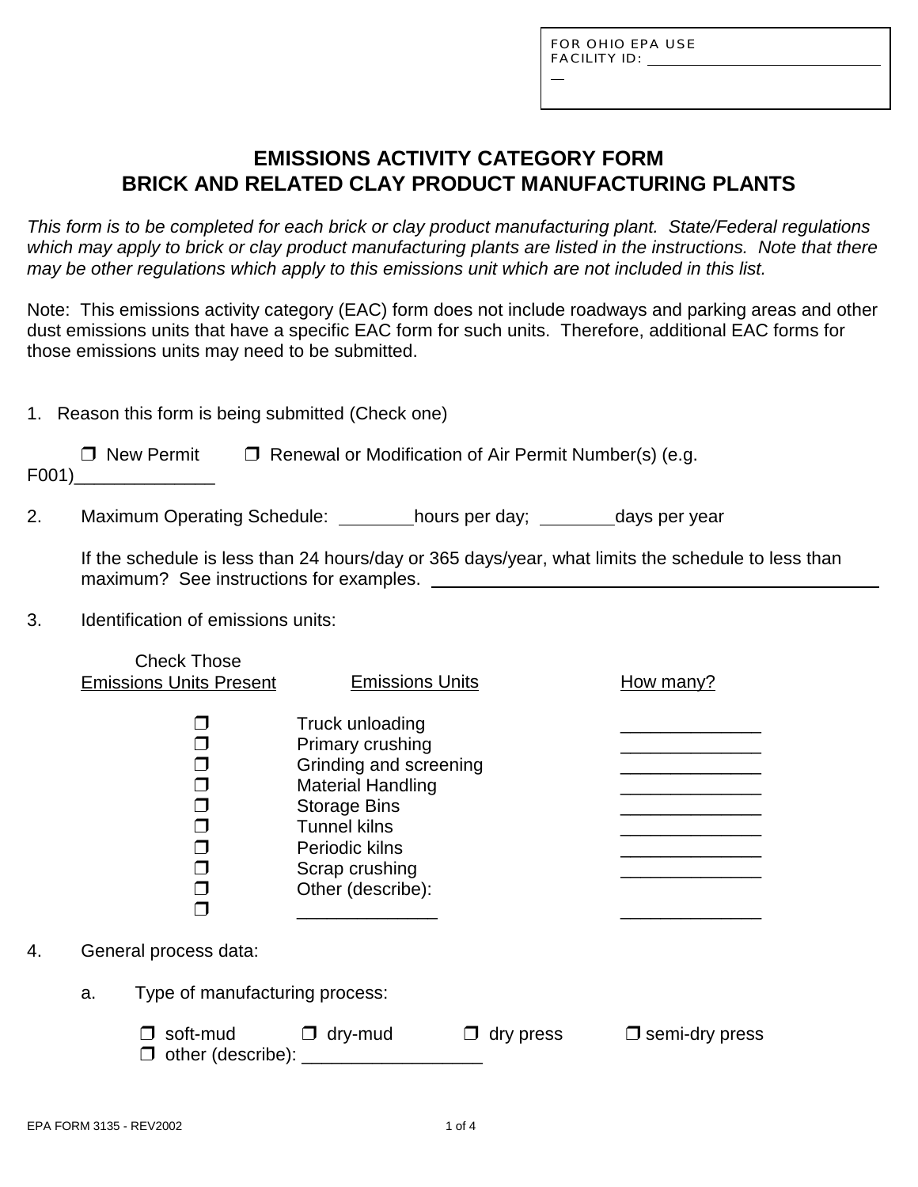FOR OHIO EPA USE
FACILITY ID: ______________________________

# EMISSIONS ACTIVITY CATEGORY FORM
# BRICK AND RELATED CLAY PRODUCT MANUFACTURING PLANTS

*This form is to be completed for each brick or clay product manufacturing plant. State/Federal regulations which may apply to brick or clay product manufacturing plants are listed in the instructions. Note that there may be other regulations which apply to this emissions unit which are not included in this list.*

Note: This emissions activity category (EAC) form does not include roadways and parking areas and other dust emissions units that have a specific EAC form for such units. Therefore, additional EAC forms for those emissions units may need to be submitted.

1. Reason this form is being submitted (Check one)

   ❒ New Permit   ❒ Renewal or Modification of Air Permit Number(s) (e.g. F001)______________

2. Maximum Operating Schedule: ________hours per day; ________days per year

   If the schedule is less than 24 hours/day or 365 days/year, what limits the schedule to less than maximum? See instructions for examples. ______________________________________________

3. Identification of emissions units:

| Check Those Emissions Units Present | Emissions Units | How many? |
|---|---|---|
| ❒ | Truck unloading | ______________ |
| ❒ | Primary crushing | ______________ |
| ❒ | Grinding and screening | ______________ |
| ❒ | Material Handling | ______________ |
| ❒ | Storage Bins | ______________ |
| ❒ | Tunnel kilns | ______________ |
| ❒ | Periodic kilns | ______________ |
| ❒ | Scrap crushing | ______________ |
| ❒ | Other (describe): | |
| ❒ | ______________ | ______________ |

4. General process data:

   a. Type of manufacturing process:

      ❒ soft-mud   ❒ dry-mud   ❒ dry press   ❒ semi-dry press
      ❒ other (describe): __________________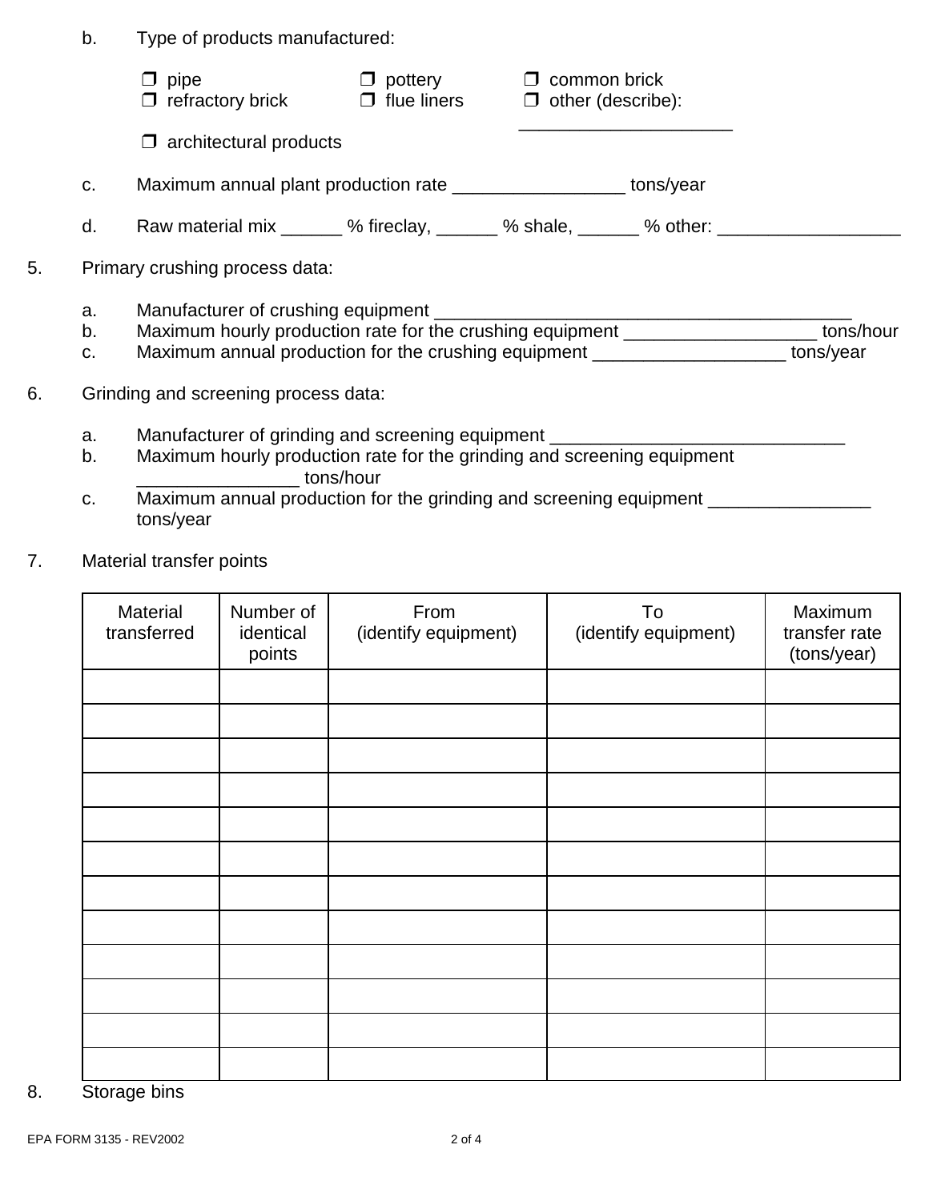b. Type of products manufactured:

❒ pipe ❒ pottery ❒ common brick
❒ refractory brick ❒ flue liners ❒ other (describe): ____________________
❒ architectural products

c. Maximum annual plant production rate ________________ tons/year

d. Raw material mix ______ % fireclay, ______ % shale, ______ % other: __________________

5. Primary crushing process data:

a. Manufacturer of crushing equipment ________________________________________
b. Maximum hourly production rate for the crushing equipment __________________ tons/hour
c. Maximum annual production for the crushing equipment __________________ tons/year

6. Grinding and screening process data:

a. Manufacturer of grinding and screening equipment ____________________________
b. Maximum hourly production rate for the grinding and screening equipment ________________ tons/hour
c. Maximum annual production for the grinding and screening equipment ________________ tons/year

7. Material transfer points

| Material transferred | Number of identical points | From (identify equipment) | To (identify equipment) | Maximum transfer rate (tons/year) |
|---|---|---|---|---|
| | | | | |
| | | | | |
| | | | | |
| | | | | |
| | | | | |
| | | | | |
| | | | | |
| | | | | |
| | | | | |
| | | | | |
| | | | | |
| | | | | |

8. Storage bins

EPA FORM 3135 - REV2002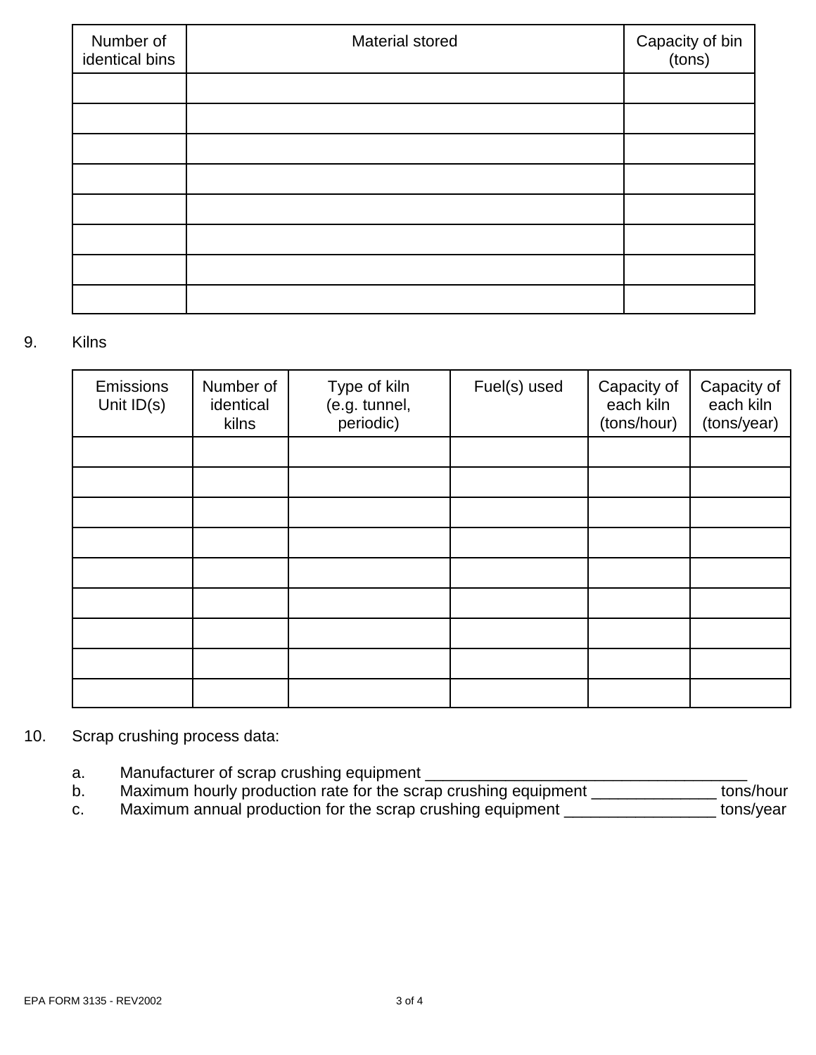| Number of identical bins | Material stored | Capacity of bin (tons) |
| --- | --- | --- |
| | | |
| | | |
| | | |
| | | |
| | | |
| | | |
| | | |
| | | |

9. Kilns

| Emissions Unit ID(s) | Number of identical kilns | Type of kiln (e.g. tunnel, periodic) | Fuel(s) used | Capacity of each kiln (tons/hour) | Capacity of each kiln (tons/year) |
| --- | --- | --- | --- | --- | --- |
| | | | | | |
| | | | | | |
| | | | | | |
| | | | | | |
| | | | | | |
| | | | | | |
| | | | | | |
| | | | | | |
| | | | | | |

10. Scrap crushing process data:

a. Manufacturer of scrap crushing equipment ____________________________________

b. Maximum hourly production rate for the scrap crushing equipment ______________ tons/hour

c. Maximum annual production for the scrap crushing equipment _________________ tons/year

EPA FORM 3135 - REV2002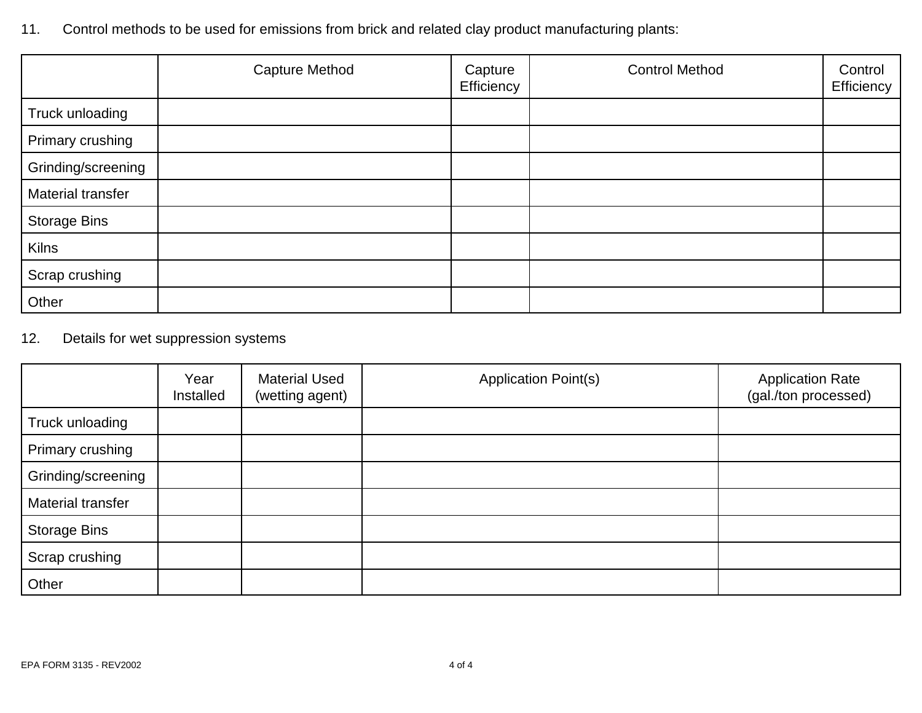11. Control methods to be used for emissions from brick and related clay product manufacturing plants:

| | Capture Method | Capture Efficiency | Control Method | Control Efficiency |
|---|---|---|---|---|
| Truck unloading | | | | |
| Primary crushing | | | | |
| Grinding/screening | | | | |
| Material transfer | | | | |
| Storage Bins | | | | |
| Kilns | | | | |
| Scrap crushing | | | | |
| Other | | | | |

12. Details for wet suppression systems

| | Year Installed | Material Used (wetting agent) | Application Point(s) | Application Rate (gal./ton processed) |
|---|---|---|---|---|
| Truck unloading | | | | |
| Primary crushing | | | | |
| Grinding/screening | | | | |
| Material transfer | | | | |
| Storage Bins | | | | |
| Scrap crushing | | | | |
| Other | | | | |

EPA FORM 3135 - REV2002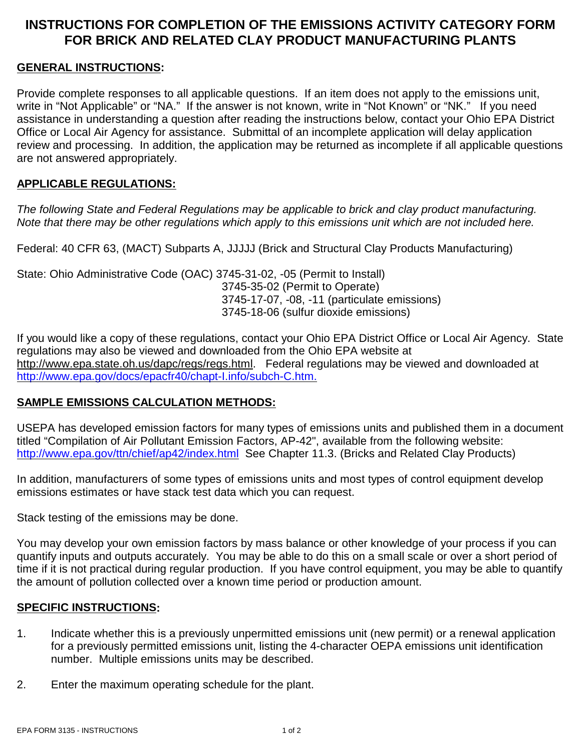# INSTRUCTIONS FOR COMPLETION OF THE EMISSIONS ACTIVITY CATEGORY FORM FOR BRICK AND RELATED CLAY PRODUCT MANUFACTURING PLANTS

## GENERAL INSTRUCTIONS:

Provide complete responses to all applicable questions. If an item does not apply to the emissions unit, write in "Not Applicable" or "NA." If the answer is not known, write in "Not Known" or "NK." If you need assistance in understanding a question after reading the instructions below, contact your Ohio EPA District Office or Local Air Agency for assistance. Submittal of an incomplete application will delay application review and processing. In addition, the application may be returned as incomplete if all applicable questions are not answered appropriately.

## APPLICABLE REGULATIONS:

*The following State and Federal Regulations may be applicable to brick and clay product manufacturing. Note that there may be other regulations which apply to this emissions unit which are not included here.*

Federal: 40 CFR 63, (MACT) Subparts A, JJJJJ (Brick and Structural Clay Products Manufacturing)

State: Ohio Administrative Code (OAC) 3745-31-02, -05 (Permit to Install)
3745-35-02 (Permit to Operate)
3745-17-07, -08, -11 (particulate emissions)
3745-18-06 (sulfur dioxide emissions)

If you would like a copy of these regulations, contact your Ohio EPA District Office or Local Air Agency. State regulations may also be viewed and downloaded from the Ohio EPA website at http://www.epa.state.oh.us/dapc/regs/regs.html. Federal regulations may be viewed and downloaded at http://www.epa.gov/docs/epacfr40/chapt-I.info/subch-C.htm.

## SAMPLE EMISSIONS CALCULATION METHODS:

USEPA has developed emission factors for many types of emissions units and published them in a document titled "Compilation of Air Pollutant Emission Factors, AP-42", available from the following website: http://www.epa.gov/ttn/chief/ap42/index.html See Chapter 11.3. (Bricks and Related Clay Products)

In addition, manufacturers of some types of emissions units and most types of control equipment develop emissions estimates or have stack test data which you can request.

Stack testing of the emissions may be done.

You may develop your own emission factors by mass balance or other knowledge of your process if you can quantify inputs and outputs accurately. You may be able to do this on a small scale or over a short period of time if it is not practical during regular production. If you have control equipment, you may be able to quantify the amount of pollution collected over a known time period or production amount.

## SPECIFIC INSTRUCTIONS:

1. Indicate whether this is a previously unpermitted emissions unit (new permit) or a renewal application for a previously permitted emissions unit, listing the 4-character OEPA emissions unit identification number. Multiple emissions units may be described.

2. Enter the maximum operating schedule for the plant.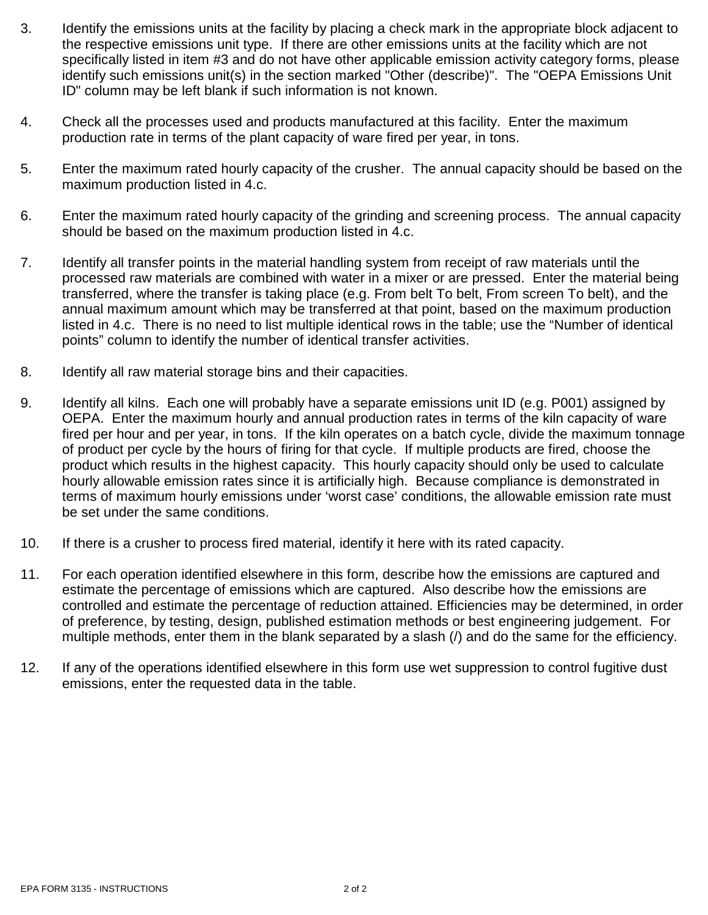3. Identify the emissions units at the facility by placing a check mark in the appropriate block adjacent to the respective emissions unit type. If there are other emissions units at the facility which are not specifically listed in item #3 and do not have other applicable emission activity category forms, please identify such emissions unit(s) in the section marked "Other (describe)". The "OEPA Emissions Unit ID" column may be left blank if such information is not known.

4. Check all the processes used and products manufactured at this facility. Enter the maximum production rate in terms of the plant capacity of ware fired per year, in tons.

5. Enter the maximum rated hourly capacity of the crusher. The annual capacity should be based on the maximum production listed in 4.c.

6. Enter the maximum rated hourly capacity of the grinding and screening process. The annual capacity should be based on the maximum production listed in 4.c.

7. Identify all transfer points in the material handling system from receipt of raw materials until the processed raw materials are combined with water in a mixer or are pressed. Enter the material being transferred, where the transfer is taking place (e.g. From belt To belt, From screen To belt), and the annual maximum amount which may be transferred at that point, based on the maximum production listed in 4.c. There is no need to list multiple identical rows in the table; use the "Number of identical points" column to identify the number of identical transfer activities.

8. Identify all raw material storage bins and their capacities.

9. Identify all kilns. Each one will probably have a separate emissions unit ID (e.g. P001) assigned by OEPA. Enter the maximum hourly and annual production rates in terms of the kiln capacity of ware fired per hour and per year, in tons. If the kiln operates on a batch cycle, divide the maximum tonnage of product per cycle by the hours of firing for that cycle. If multiple products are fired, choose the product which results in the highest capacity. This hourly capacity should only be used to calculate hourly allowable emission rates since it is artificially high. Because compliance is demonstrated in terms of maximum hourly emissions under 'worst case' conditions, the allowable emission rate must be set under the same conditions.

10. If there is a crusher to process fired material, identify it here with its rated capacity.

11. For each operation identified elsewhere in this form, describe how the emissions are captured and estimate the percentage of emissions which are captured. Also describe how the emissions are controlled and estimate the percentage of reduction attained. Efficiencies may be determined, in order of preference, by testing, design, published estimation methods or best engineering judgement. For multiple methods, enter them in the blank separated by a slash (/) and do the same for the efficiency.

12. If any of the operations identified elsewhere in this form use wet suppression to control fugitive dust emissions, enter the requested data in the table.